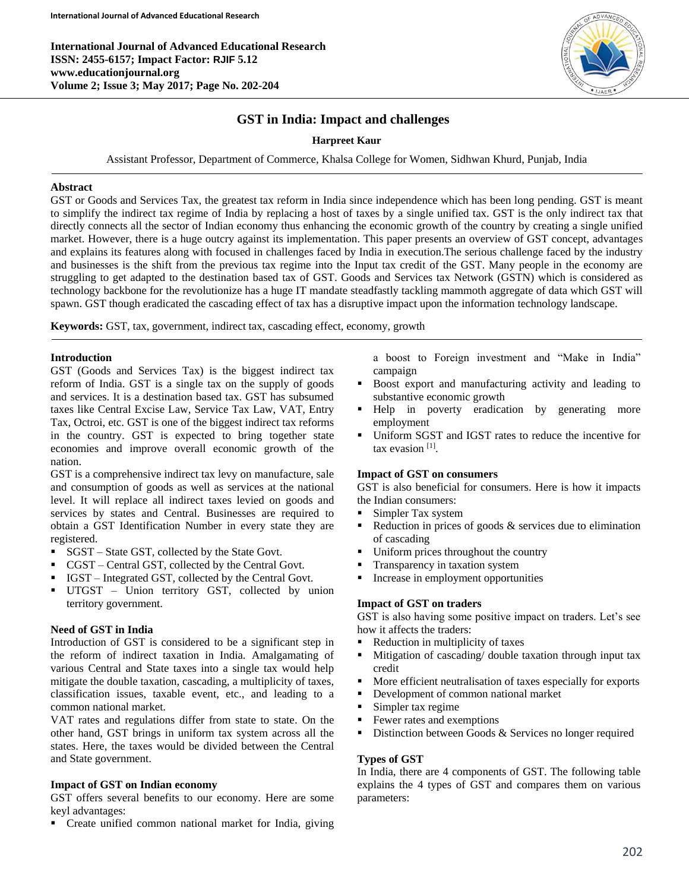# GST in India: Impact and challenges

**Harpreet Kaur**

Assistant Professor, Department of Commerce, Khalsa College for Women, Sidhwan Khurd, Punjab, India

## Abstract

GST or Goods and Services Tax, the greatest tax reform in India since independence which has been long pending. GST is meant to simplify the indirect tax regime of India by replacing a host of taxes by a single unified tax. GST is the only indirect tax that directly connects all the sector of Indian economy thus enhancing the economic growth of the country by creating a single unified market. However, there is a huge outcry against its implementation. This paper presents an overview of GST concept, advantages and explains its features along with focused in challenges faced by India in execution.The serious challenge faced by the industry and businesses is the shift from the previous tax regime into the Input tax credit of the GST. Many people in the economy are struggling to get adapted to the destination based tax of GST. Goods and Services tax Network (GSTN) which is considered as technology backbone for the revolutionize has a huge IT mandate steadfastly tackling mammoth aggregate of data which GST will spawn. GST though eradicated the cascading effect of tax has a disruptive impact upon the information technology landscape.

**Keywords:** GST, tax, government, indirect tax, cascading effect, economy, growth

## Introduction

GST (Goods and Services Tax) is the biggest indirect tax reform of India. GST is a single tax on the supply of goods and services. It is a destination based tax. GST has subsumed taxes like Central Excise Law, Service Tax Law, VAT, Entry Tax, Octroi, etc. GST is one of the biggest indirect tax reforms in the country. GST is expected to bring together state economies and improve overall economic growth of the nation.

GST is a comprehensive indirect tax levy on manufacture, sale and consumption of goods as well as services at the national level. It will replace all indirect taxes levied on goods and services by states and Central. Businesses are required to obtain a GST Identification Number in every state they are registered.

- SGST – State GST, collected by the State Govt.
- CGST – Central GST, collected by the Central Govt.
- IGST – Integrated GST, collected by the Central Govt.
- UTGST – Union territory GST, collected by union territory government.

### Need of GST in India

Introduction of GST is considered to be a significant step in the reform of indirect taxation in India. Amalgamating of various Central and State taxes into a single tax would help mitigate the double taxation, cascading, a multiplicity of taxes, classification issues, taxable event, etc., and leading to a common national market.

VAT rates and regulations differ from state to state. On the other hand, GST brings in uniform tax system across all the states. Here, the taxes would be divided between the Central and State government.

### Impact of GST on Indian economy

GST offers several benefits to our economy. Here are some keyl advantages:

- Create unified common national market for India, giving a boost to Foreign investment and "Make in India" campaign
- Boost export and manufacturing activity and leading to substantive economic growth
- Help in poverty eradication by generating more employment
- Uniform SGST and IGST rates to reduce the incentive for tax evasion [1].

### Impact of GST on consumers

GST is also beneficial for consumers. Here is how it impacts the Indian consumers:

- Simpler Tax system
- Reduction in prices of goods & services due to elimination of cascading
- Uniform prices throughout the country
- Transparency in taxation system
- Increase in employment opportunities

### Impact of GST on traders

GST is also having some positive impact on traders. Let's see how it affects the traders:

- Reduction in multiplicity of taxes
- Mitigation of cascading/ double taxation through input tax credit
- More efficient neutralisation of taxes especially for exports
- Development of common national market
- Simpler tax regime
- Fewer rates and exemptions
- Distinction between Goods & Services no longer required

### Types of GST

In India, there are 4 components of GST. The following table explains the 4 types of GST and compares them on various parameters: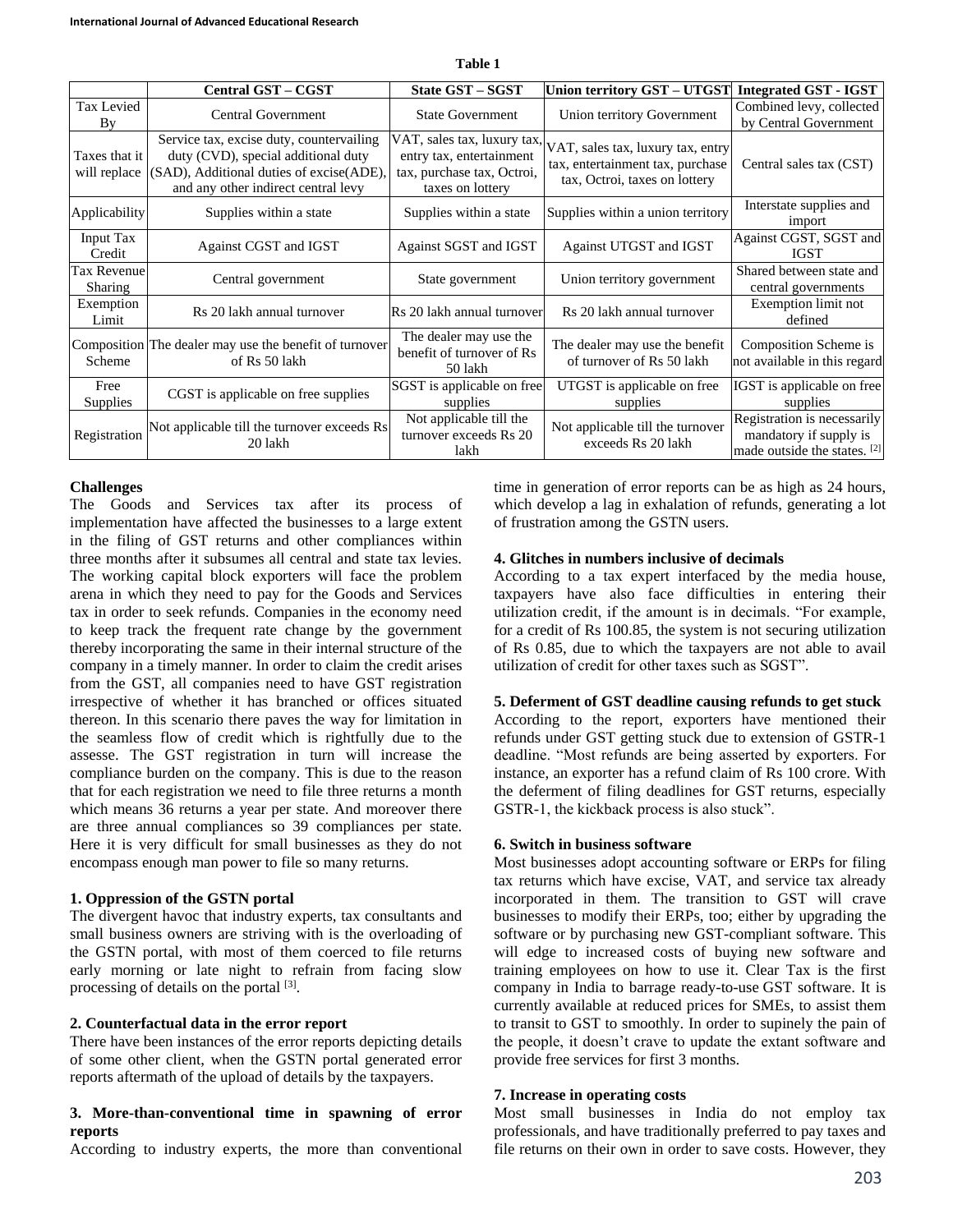**Table 1**

| | Central GST – CGST | State GST – SGST | Union territory GST – UTGST | Integrated GST - IGST |
|---|---|---|---|---|
| Tax Levied By | Central Government | State Government | Union territory Government | Combined levy, collected by Central Government |
| Taxes that it will replace | Service tax, excise duty, countervailing duty (CVD), special additional duty (SAD), Additional duties of excise(ADE), and any other indirect central levy | VAT, sales tax, luxury tax, entry tax, entertainment tax, purchase tax, Octroi, taxes on lottery | VAT, sales tax, luxury tax, entry tax, entertainment tax, purchase tax, Octroi, taxes on lottery | Central sales tax (CST) |
| Applicability | Supplies within a state | Supplies within a state | Supplies within a union territory | Interstate supplies and import |
| Input Tax Credit | Against CGST and IGST | Against SGST and IGST | Against UTGST and IGST | Against CGST, SGST and IGST |
| Tax Revenue Sharing | Central government | State government | Union territory government | Shared between state and central governments |
| Exemption Limit | Rs 20 lakh annual turnover | Rs 20 lakh annual turnover | Rs 20 lakh annual turnover | Exemption limit not defined |
| Composition Scheme | The dealer may use the benefit of turnover of Rs 50 lakh | The dealer may use the benefit of turnover of Rs 50 lakh | The dealer may use the benefit of turnover of Rs 50 lakh | Composition Scheme is not available in this regard |
| Free Supplies | CGST is applicable on free supplies | SGST is applicable on free supplies | UTGST is applicable on free supplies | IGST is applicable on free supplies |
| Registration | Not applicable till the turnover exceeds Rs 20 lakh | Not applicable till the turnover exceeds Rs 20 lakh | Not applicable till the turnover exceeds Rs 20 lakh | Registration is necessarily mandatory if supply is made outside the states. [2] |

**Challenges**

The Goods and Services tax after its process of implementation have affected the businesses to a large extent in the filing of GST returns and other compliances within three months after it subsumes all central and state tax levies. The working capital block exporters will face the problem arena in which they need to pay for the Goods and Services tax in order to seek refunds. Companies in the economy need to keep track the frequent rate change by the government thereby incorporating the same in their internal structure of the company in a timely manner. In order to claim the credit arises from the GST, all companies need to have GST registration irrespective of whether it has branched or offices situated thereon. In this scenario there paves the way for limitation in the seamless flow of credit which is rightfully due to the assesse. The GST registration in turn will increase the compliance burden on the company. This is due to the reason that for each registration we need to file three returns a month which means 36 returns a year per state. And moreover there are three annual compliances so 39 compliances per state. Here it is very difficult for small businesses as they do not encompass enough man power to file so many returns.

**1. Oppression of the GSTN portal**

The divergent havoc that industry experts, tax consultants and small business owners are striving with is the overloading of the GSTN portal, with most of them coerced to file returns early morning or late night to refrain from facing slow processing of details on the portal [3].

**2. Counterfactual data in the error report**

There have been instances of the error reports depicting details of some other client, when the GSTN portal generated error reports aftermath of the upload of details by the taxpayers.

**3. More-than-conventional time in spawning of error reports**

According to industry experts, the more than conventional time in generation of error reports can be as high as 24 hours, which develop a lag in exhalation of refunds, generating a lot of frustration among the GSTN users.

**4. Glitches in numbers inclusive of decimals**

According to a tax expert interfaced by the media house, taxpayers have also face difficulties in entering their utilization credit, if the amount is in decimals. "For example, for a credit of Rs 100.85, the system is not securing utilization of Rs 0.85, due to which the taxpayers are not able to avail utilization of credit for other taxes such as SGST".

**5. Deferment of GST deadline causing refunds to get stuck**

According to the report, exporters have mentioned their refunds under GST getting stuck due to extension of GSTR-1 deadline. "Most refunds are being asserted by exporters. For instance, an exporter has a refund claim of Rs 100 crore. With the deferment of filing deadlines for GST returns, especially GSTR-1, the kickback process is also stuck".

**6. Switch in business software**

Most businesses adopt accounting software or ERPs for filing tax returns which have excise, VAT, and service tax already incorporated in them. The transition to GST will crave businesses to modify their ERPs, too; either by upgrading the software or by purchasing new GST-compliant software. This will edge to increased costs of buying new software and training employees on how to use it. Clear Tax is the first company in India to barrage ready-to-use GST software. It is currently available at reduced prices for SMEs, to assist them to transit to GST to smoothly. In order to supinely the pain of the people, it doesn't crave to update the extant software and provide free services for first 3 months.

**7. Increase in operating costs**

Most small businesses in India do not employ tax professionals, and have traditionally preferred to pay taxes and file returns on their own in order to save costs. However, they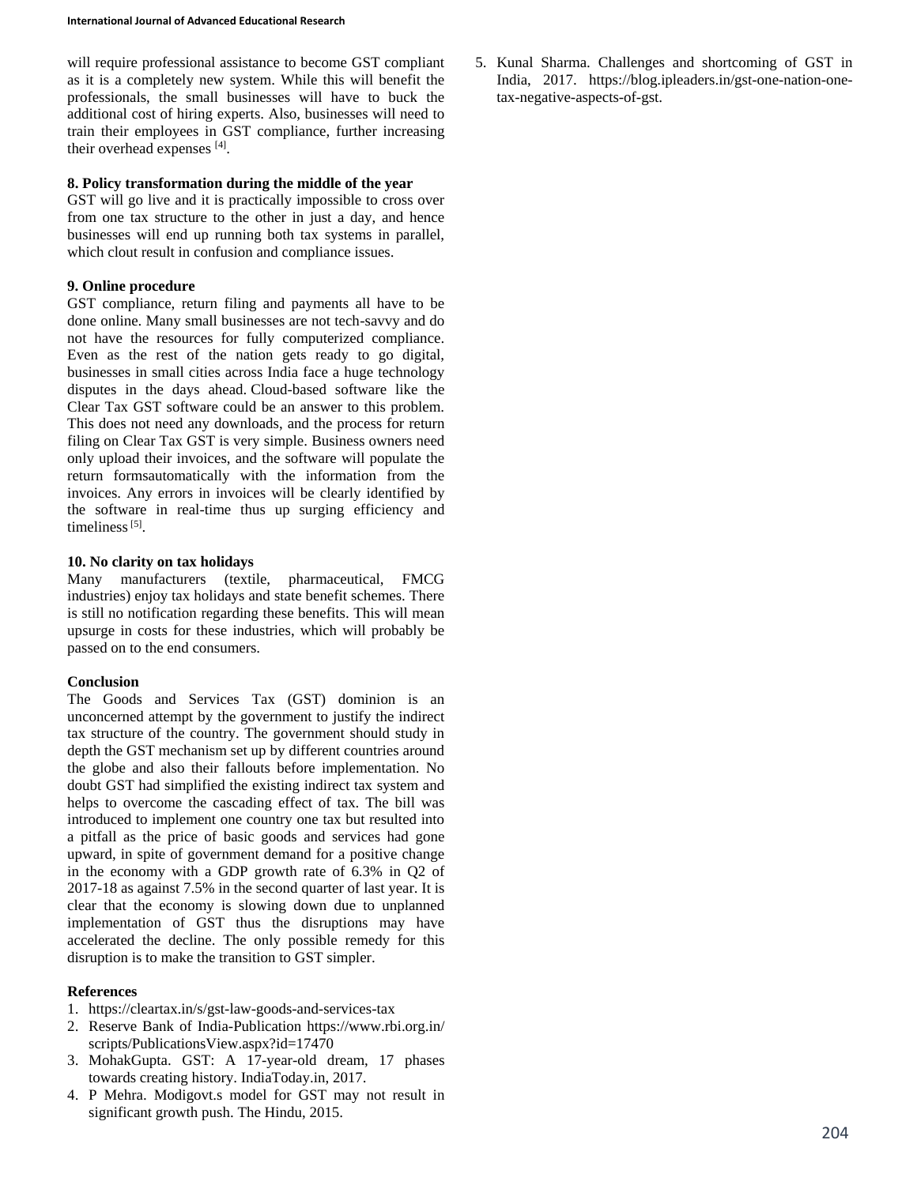will require professional assistance to become GST compliant as it is a completely new system. While this will benefit the professionals, the small businesses will have to buck the additional cost of hiring experts. Also, businesses will need to train their employees in GST compliance, further increasing their overhead expenses [4].

**8. Policy transformation during the middle of the year**

GST will go live and it is practically impossible to cross over from one tax structure to the other in just a day, and hence businesses will end up running both tax systems in parallel, which clout result in confusion and compliance issues.

**9. Online procedure**

GST compliance, return filing and payments all have to be done online. Many small businesses are not tech-savvy and do not have the resources for fully computerized compliance. Even as the rest of the nation gets ready to go digital, businesses in small cities across India face a huge technology disputes in the days ahead. Cloud-based software like the Clear Tax GST software could be an answer to this problem. This does not need any downloads, and the process for return filing on Clear Tax GST is very simple. Business owners need only upload their invoices, and the software will populate the return formsautomatically with the information from the invoices. Any errors in invoices will be clearly identified by the software in real-time thus up surging efficiency and timeliness [5].

**10. No clarity on tax holidays**

Many manufacturers (textile, pharmaceutical, FMCG industries) enjoy tax holidays and state benefit schemes. There is still no notification regarding these benefits. This will mean upsurge in costs for these industries, which will probably be passed on to the end consumers.

**Conclusion**

The Goods and Services Tax (GST) dominion is an unconcerned attempt by the government to justify the indirect tax structure of the country. The government should study in depth the GST mechanism set up by different countries around the globe and also their fallouts before implementation. No doubt GST had simplified the existing indirect tax system and helps to overcome the cascading effect of tax. The bill was introduced to implement one country one tax but resulted into a pitfall as the price of basic goods and services had gone upward, in spite of government demand for a positive change in the economy with a GDP growth rate of 6.3% in Q2 of 2017-18 as against 7.5% in the second quarter of last year. It is clear that the economy is slowing down due to unplanned implementation of GST thus the disruptions may have accelerated the decline. The only possible remedy for this disruption is to make the transition to GST simpler.

**References**

1. https://cleartax.in/s/gst-law-goods-and-services-tax
2. Reserve Bank of India-Publication https://www.rbi.org.in/scripts/PublicationsView.aspx?id=17470
3. MohakGupta. GST: A 17-year-old dream, 17 phases towards creating history. IndiaToday.in, 2017.
4. P Mehra. Modigovt.s model for GST may not result in significant growth push. The Hindu, 2015.
5. Kunal Sharma. Challenges and shortcoming of GST in India, 2017. https://blog.ipleaders.in/gst-one-nation-one-tax-negative-aspects-of-gst.